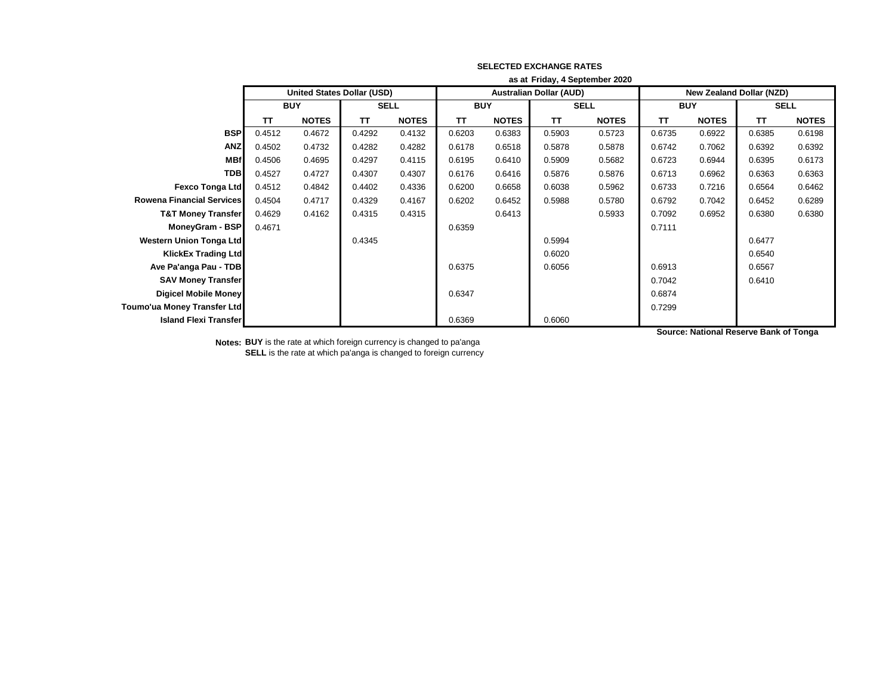**SELECTED EXCHANGE RATES**

**as at Friday, 4 September 2020**

| | United States Dollar (USD) | | | | Australian Dollar (AUD) | | | | New Zealand Dollar (NZD) | | | |
|---|---|---|---|---|---|---|---|---|---|---|---|---|
| | BUY | | SELL | | BUY | | SELL | | BUY | | SELL | |
| | TT | NOTES | TT | NOTES | TT | NOTES | TT | NOTES | TT | NOTES | TT | NOTES |
| **BSP** | 0.4512 | 0.4672 | 0.4292 | 0.4132 | 0.6203 | 0.6383 | 0.5903 | 0.5723 | 0.6735 | 0.6922 | 0.6385 | 0.6198 |
| **ANZ** | 0.4502 | 0.4732 | 0.4282 | 0.4282 | 0.6178 | 0.6518 | 0.5878 | 0.5878 | 0.6742 | 0.7062 | 0.6392 | 0.6392 |
| **MBf** | 0.4506 | 0.4695 | 0.4297 | 0.4115 | 0.6195 | 0.6410 | 0.5909 | 0.5682 | 0.6723 | 0.6944 | 0.6395 | 0.6173 |
| **TDB** | 0.4527 | 0.4727 | 0.4307 | 0.4307 | 0.6176 | 0.6416 | 0.5876 | 0.5876 | 0.6713 | 0.6962 | 0.6363 | 0.6363 |
| **Fexco Tonga Ltd** | 0.4512 | 0.4842 | 0.4402 | 0.4336 | 0.6200 | 0.6658 | 0.6038 | 0.5962 | 0.6733 | 0.7216 | 0.6564 | 0.6462 |
| **Rowena Financial Services** | 0.4504 | 0.4717 | 0.4329 | 0.4167 | 0.6202 | 0.6452 | 0.5988 | 0.5780 | 0.6792 | 0.7042 | 0.6452 | 0.6289 |
| **T&T Money Transfer** | 0.4629 | 0.4162 | 0.4315 | 0.4315 | | 0.6413 | | 0.5933 | 0.7092 | 0.6952 | 0.6380 | 0.6380 |
| **MoneyGram - BSP** | 0.4671 | | | | 0.6359 | | | | 0.7111 | | | |
| **Western Union Tonga Ltd** | | | 0.4345 | | | | 0.5994 | | | | 0.6477 | |
| **KlickEx Trading Ltd** | | | | | | | 0.6020 | | | | 0.6540 | |
| **Ave Pa'anga Pau - TDB** | | | | | 0.6375 | | 0.6056 | | 0.6913 | | 0.6567 | |
| **SAV Money Transfer** | | | | | | | | | 0.7042 | | 0.6410 | |
| **Digicel Mobile Money** | | | | | 0.6347 | | | | 0.6874 | | | |
| **Toumo'ua Money Transfer Ltd** | | | | | | | | | 0.7299 | | | |
| **Island Flexi Transfer** | | | | | 0.6369 | | 0.6060 | | | | | |

**Source: National Reserve Bank of Tonga**

**Notes:** **BUY** is the rate at which foreign currency is changed to pa'anga
**SELL** is the rate at which pa'anga is changed to foreign currency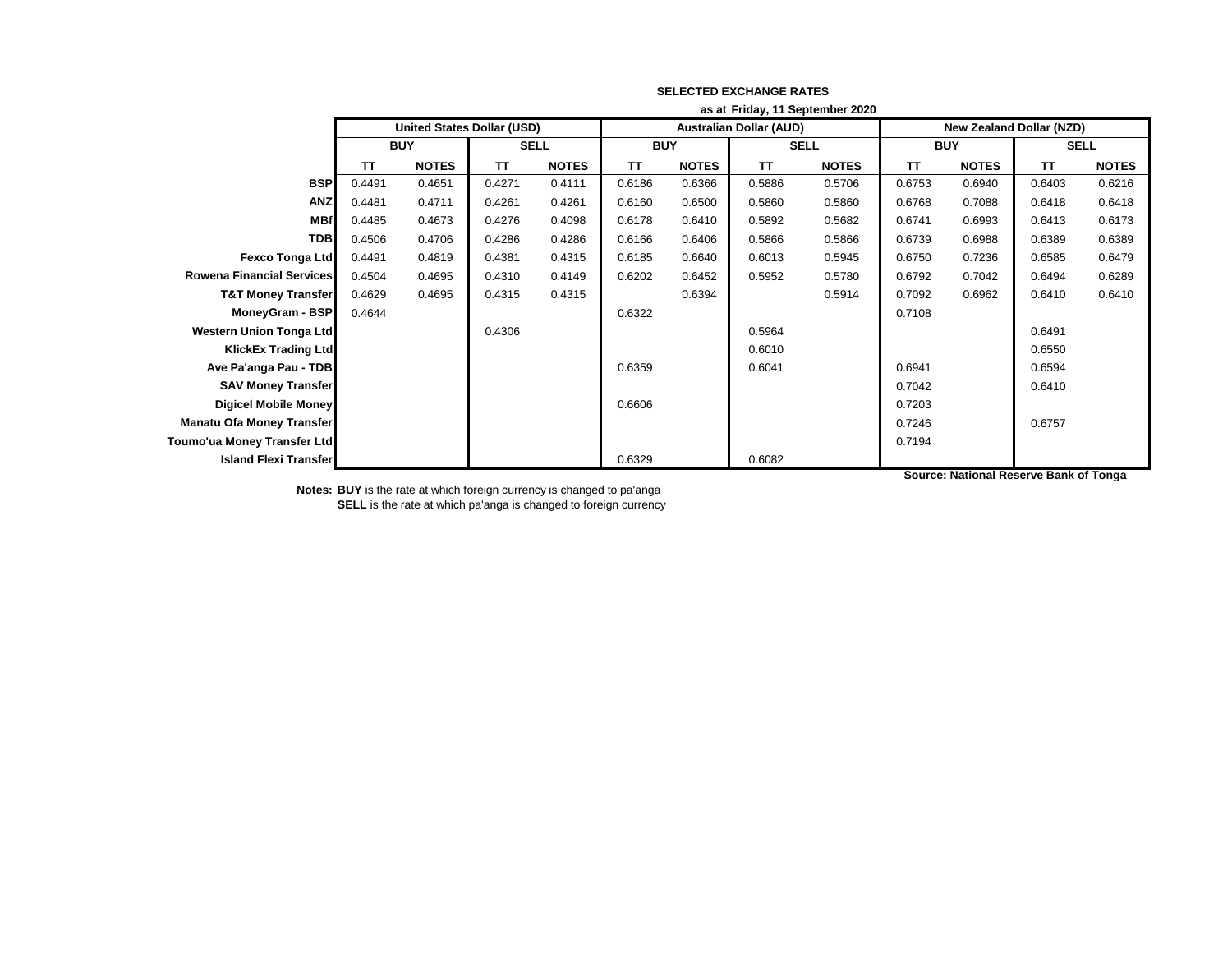**SELECTED EXCHANGE RATES**

**as at Friday, 11 September 2020**

| | United States Dollar (USD) | | | | Australian Dollar (AUD) | | | | New Zealand Dollar (NZD) | | | |
|---|---|---|---|---|---|---|---|---|---|---|---|---|
| | BUY | | SELL | | BUY | | SELL | | BUY | | SELL | |
| | TT | NOTES | TT | NOTES | TT | NOTES | TT | NOTES | TT | NOTES | TT | NOTES |
| **BSP** | 0.4491 | 0.4651 | 0.4271 | 0.4111 | 0.6186 | 0.6366 | 0.5886 | 0.5706 | 0.6753 | 0.6940 | 0.6403 | 0.6216 |
| **ANZ** | 0.4481 | 0.4711 | 0.4261 | 0.4261 | 0.6160 | 0.6500 | 0.5860 | 0.5860 | 0.6768 | 0.7088 | 0.6418 | 0.6418 |
| **MBf** | 0.4485 | 0.4673 | 0.4276 | 0.4098 | 0.6178 | 0.6410 | 0.5892 | 0.5682 | 0.6741 | 0.6993 | 0.6413 | 0.6173 |
| **TDB** | 0.4506 | 0.4706 | 0.4286 | 0.4286 | 0.6166 | 0.6406 | 0.5866 | 0.5866 | 0.6739 | 0.6988 | 0.6389 | 0.6389 |
| **Fexco Tonga Ltd** | 0.4491 | 0.4819 | 0.4381 | 0.4315 | 0.6185 | 0.6640 | 0.6013 | 0.5945 | 0.6750 | 0.7236 | 0.6585 | 0.6479 |
| **Rowena Financial Services** | 0.4504 | 0.4695 | 0.4310 | 0.4149 | 0.6202 | 0.6452 | 0.5952 | 0.5780 | 0.6792 | 0.7042 | 0.6494 | 0.6289 |
| **T&T Money Transfer** | 0.4629 | 0.4695 | 0.4315 | 0.4315 | | 0.6394 | | 0.5914 | 0.7092 | 0.6962 | 0.6410 | 0.6410 |
| **MoneyGram - BSP** | 0.4644 | | | | 0.6322 | | | | 0.7108 | | | |
| **Western Union Tonga Ltd** | | | 0.4306 | | | | 0.5964 | | | | 0.6491 | |
| **KlickEx Trading Ltd** | | | | | | | 0.6010 | | | | 0.6550 | |
| **Ave Pa'anga Pau - TDB** | | | | | 0.6359 | | 0.6041 | | 0.6941 | | 0.6594 | |
| **SAV Money Transfer** | | | | | | | | | 0.7042 | | 0.6410 | |
| **Digicel Mobile Money** | | | | | 0.6606 | | | | 0.7203 | | | |
| **Manatu Ofa Money Transfer** | | | | | | | | | 0.7246 | | 0.6757 | |
| **Toumo'ua Money Transfer Ltd** | | | | | | | | | 0.7194 | | | |
| **Island Flexi Transfer** | | | | | 0.6329 | | 0.6082 | | | | | |

**Source: National Reserve Bank of Tonga**

**Notes:** **BUY** is the rate at which foreign currency is changed to pa'anga

**SELL** is the rate at which pa'anga is changed to foreign currency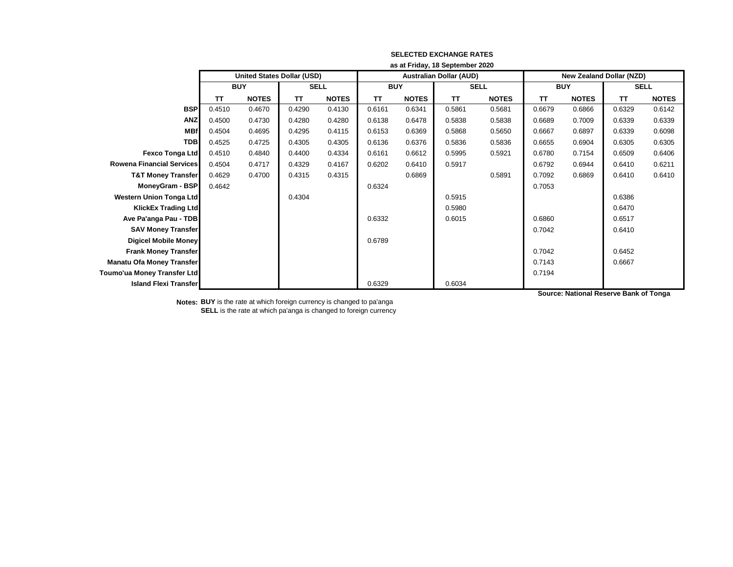**SELECTED EXCHANGE RATES**

**as at Friday, 18 September 2020**

| | **United States Dollar (USD)** | | | | **Australian Dollar (AUD)** | | | | **New Zealand Dollar (NZD)** | | | |
|---|---|---|---|---|---|---|---|---|---|---|---|---|
| | **BUY** | | **SELL** | | **BUY** | | **SELL** | | **BUY** | | **SELL** | |
| | **TT** | **NOTES** | **TT** | **NOTES** | **TT** | **NOTES** | **TT** | **NOTES** | **TT** | **NOTES** | **TT** | **NOTES** |
| **BSP** | 0.4510 | 0.4670 | 0.4290 | 0.4130 | 0.6161 | 0.6341 | 0.5861 | 0.5681 | 0.6679 | 0.6866 | 0.6329 | 0.6142 |
| **ANZ** | 0.4500 | 0.4730 | 0.4280 | 0.4280 | 0.6138 | 0.6478 | 0.5838 | 0.5838 | 0.6689 | 0.7009 | 0.6339 | 0.6339 |
| **MBf** | 0.4504 | 0.4695 | 0.4295 | 0.4115 | 0.6153 | 0.6369 | 0.5868 | 0.5650 | 0.6667 | 0.6897 | 0.6339 | 0.6098 |
| **TDB** | 0.4525 | 0.4725 | 0.4305 | 0.4305 | 0.6136 | 0.6376 | 0.5836 | 0.5836 | 0.6655 | 0.6904 | 0.6305 | 0.6305 |
| **Fexco Tonga Ltd** | 0.4510 | 0.4840 | 0.4400 | 0.4334 | 0.6161 | 0.6612 | 0.5995 | 0.5921 | 0.6780 | 0.7154 | 0.6509 | 0.6406 |
| **Rowena Financial Services** | 0.4504 | 0.4717 | 0.4329 | 0.4167 | 0.6202 | 0.6410 | 0.5917 | | 0.6792 | 0.6944 | 0.6410 | 0.6211 |
| **T&T Money Transfer** | 0.4629 | 0.4700 | 0.4315 | 0.4315 | | 0.6869 | | 0.5891 | 0.7092 | 0.6869 | 0.6410 | 0.6410 |
| **MoneyGram - BSP** | 0.4642 | | | | 0.6324 | | | | 0.7053 | | | |
| **Western Union Tonga Ltd** | | | 0.4304 | | | | 0.5915 | | | | 0.6386 | |
| **KlickEx Trading Ltd** | | | | | | | 0.5980 | | | | 0.6470 | |
| **Ave Pa'anga Pau - TDB** | | | | | 0.6332 | | 0.6015 | | 0.6860 | | 0.6517 | |
| **SAV Money Transfer** | | | | | | | | | 0.7042 | | 0.6410 | |
| **Digicel Mobile Money** | | | | | 0.6789 | | | | | | | |
| **Frank Money Transfer** | | | | | | | | | 0.7042 | | 0.6452 | |
| **Manatu Ofa Money Transfer** | | | | | | | | | 0.7143 | | 0.6667 | |
| **Toumo'ua Money Transfer Ltd** | | | | | | | | | 0.7194 | | | |
| **Island Flexi Transfer** | | | | | 0.6329 | | 0.6034 | | | | | |

**Source: National Reserve Bank of Tonga**

**Notes:** **BUY** is the rate at which foreign currency is changed to pa'anga
**SELL** is the rate at which pa'anga is changed to foreign currency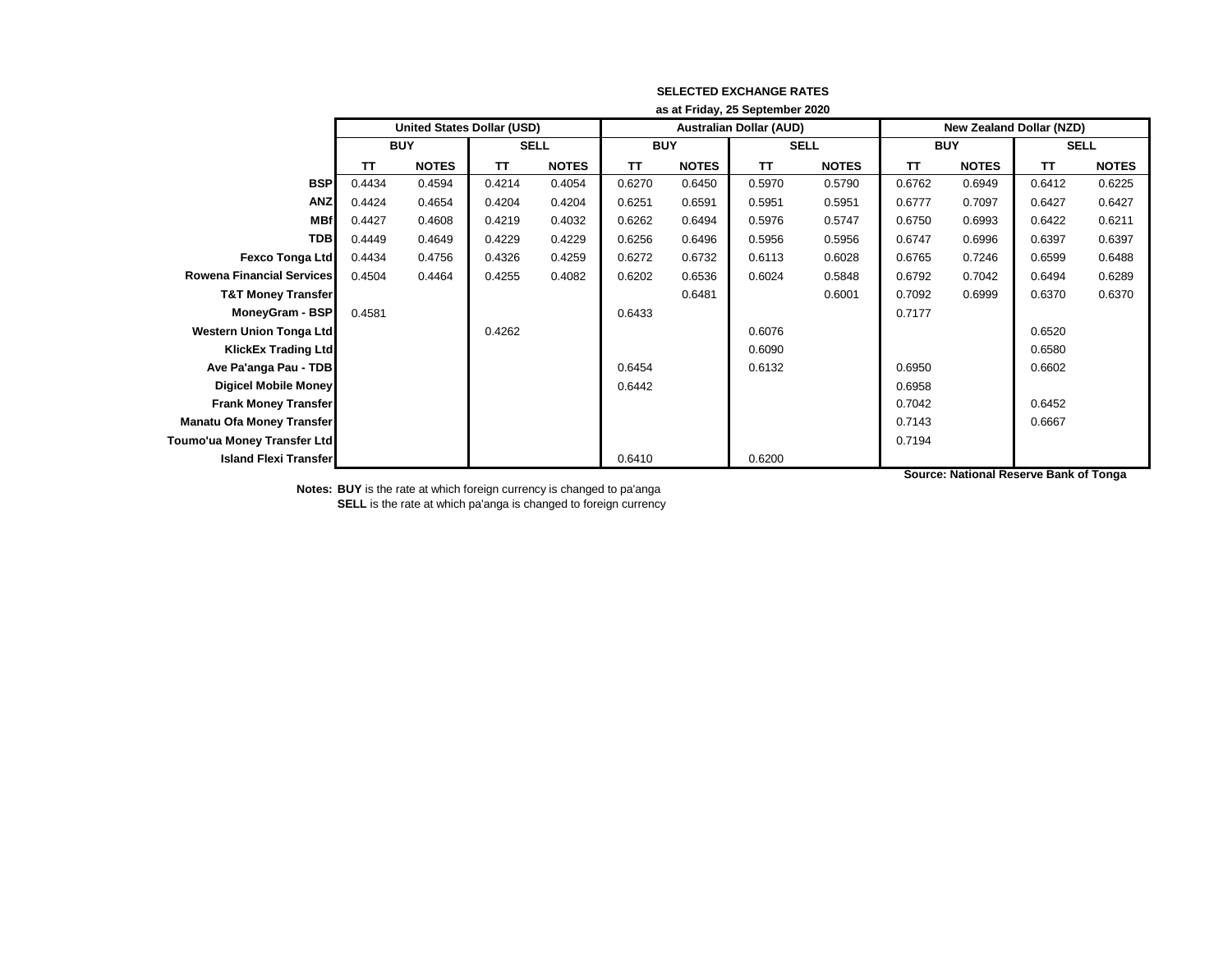**SELECTED EXCHANGE RATES**

**as at Friday, 25 September 2020**

| | United States Dollar (USD) | | | | Australian Dollar (AUD) | | | | New Zealand Dollar (NZD) | | | |
|---|---|---|---|---|---|---|---|---|---|---|---|---|
| | BUY | | SELL | | BUY | | SELL | | BUY | | SELL | |
| | TT | NOTES | TT | NOTES | TT | NOTES | TT | NOTES | TT | NOTES | TT | NOTES |
| **BSP** | 0.4434 | 0.4594 | 0.4214 | 0.4054 | 0.6270 | 0.6450 | 0.5970 | 0.5790 | 0.6762 | 0.6949 | 0.6412 | 0.6225 |
| **ANZ** | 0.4424 | 0.4654 | 0.4204 | 0.4204 | 0.6251 | 0.6591 | 0.5951 | 0.5951 | 0.6777 | 0.7097 | 0.6427 | 0.6427 |
| **MBf** | 0.4427 | 0.4608 | 0.4219 | 0.4032 | 0.6262 | 0.6494 | 0.5976 | 0.5747 | 0.6750 | 0.6993 | 0.6422 | 0.6211 |
| **TDB** | 0.4449 | 0.4649 | 0.4229 | 0.4229 | 0.6256 | 0.6496 | 0.5956 | 0.5956 | 0.6747 | 0.6996 | 0.6397 | 0.6397 |
| **Fexco Tonga Ltd** | 0.4434 | 0.4756 | 0.4326 | 0.4259 | 0.6272 | 0.6732 | 0.6113 | 0.6028 | 0.6765 | 0.7246 | 0.6599 | 0.6488 |
| **Rowena Financial Services** | 0.4504 | 0.4464 | 0.4255 | 0.4082 | 0.6202 | 0.6536 | 0.6024 | 0.5848 | 0.6792 | 0.7042 | 0.6494 | 0.6289 |
| **T&T Money Transfer** | | | | | | 0.6481 | | 0.6001 | 0.7092 | 0.6999 | 0.6370 | 0.6370 |
| **MoneyGram - BSP** | 0.4581 | | | | 0.6433 | | | | 0.7177 | | | |
| **Western Union Tonga Ltd** | | | 0.4262 | | | | 0.6076 | | | | 0.6520 | |
| **KlickEx Trading Ltd** | | | | | | | 0.6090 | | | | 0.6580 | |
| **Ave Pa'anga Pau - TDB** | | | | | 0.6454 | | 0.6132 | | 0.6950 | | 0.6602 | |
| **Digicel Mobile Money** | | | | | 0.6442 | | | | 0.6958 | | | |
| **Frank Money Transfer** | | | | | | | | | 0.7042 | | 0.6452 | |
| **Manatu Ofa Money Transfer** | | | | | | | | | 0.7143 | | 0.6667 | |
| **Toumo'ua Money Transfer Ltd** | | | | | | | | | 0.7194 | | | |
| **Island Flexi Transfer** | | | | | 0.6410 | | 0.6200 | | | | | |

**Source: National Reserve Bank of Tonga**

**Notes:** **BUY** is the rate at which foreign currency is changed to pa'anga
**SELL** is the rate at which pa'anga is changed to foreign currency